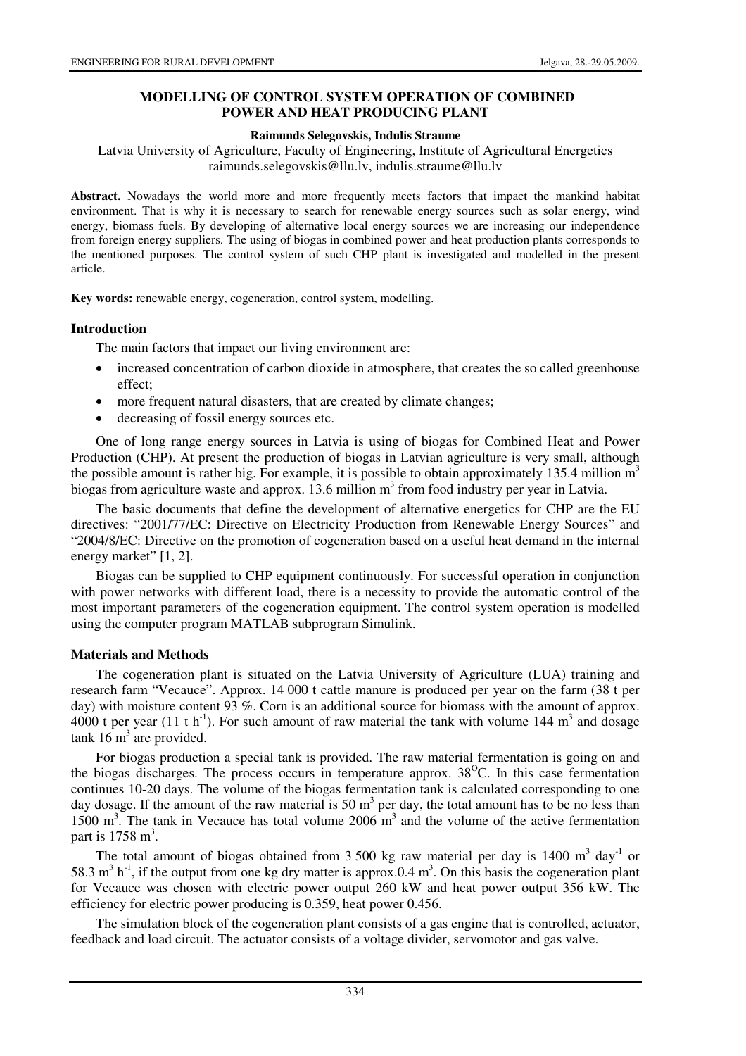# MODELLING OF CONTROL SYSTEM OPERATION OF COMBINED POWER AND HEAT PRODUCING PLANT

**Raimunds Selegovskis, Indulis Straume**

Latvia University of Agriculture, Faculty of Engineering, Institute of Agricultural Energetics
raimunds.selegovskis@llu.lv, indulis.straume@llu.lv

**Abstract.** Nowadays the world more and more frequently meets factors that impact the mankind habitat environment. That is why it is necessary to search for renewable energy sources such as solar energy, wind energy, biomass fuels. By developing of alternative local energy sources we are increasing our independence from foreign energy suppliers. The using of biogas in combined power and heat production plants corresponds to the mentioned purposes. The control system of such CHP plant is investigated and modelled in the present article.

**Key words:** renewable energy, cogeneration, control system, modelling.

## Introduction

The main factors that impact our living environment are:

- increased concentration of carbon dioxide in atmosphere, that creates the so called greenhouse effect;
- more frequent natural disasters, that are created by climate changes;
- decreasing of fossil energy sources etc.

One of long range energy sources in Latvia is using of biogas for Combined Heat and Power Production (CHP). At present the production of biogas in Latvian agriculture is very small, although the possible amount is rather big. For example, it is possible to obtain approximately 135.4 million $m^3$ biogas from agriculture waste and approx. 13.6 million $m^3$ from food industry per year in Latvia.

The basic documents that define the development of alternative energetics for CHP are the EU directives: "2001/77/EC: Directive on Electricity Production from Renewable Energy Sources" and "2004/8/EC: Directive on the promotion of cogeneration based on a useful heat demand in the internal energy market" [1, 2].

Biogas can be supplied to CHP equipment continuously. For successful operation in conjunction with power networks with different load, there is a necessity to provide the automatic control of the most important parameters of the cogeneration equipment. The control system operation is modelled using the computer program MATLAB subprogram Simulink.

## Materials and Methods

The cogeneration plant is situated on the Latvia University of Agriculture (LUA) training and research farm "Vecauce". Approx. 14 000 t cattle manure is produced per year on the farm (38 t per day) with moisture content 93 %. Corn is an additional source for biomass with the amount of approx. 4000 t per year (11 t $h^{-1}$). For such amount of raw material the tank with volume 144 $m^3$ and dosage tank 16 $m^3$ are provided.

For biogas production a special tank is provided. The raw material fermentation is going on and the biogas discharges. The process occurs in temperature approx. $38^{O}C$. In this case fermentation continues 10-20 days. The volume of the biogas fermentation tank is calculated corresponding to one day dosage. If the amount of the raw material is 50 $m^3$ per day, the total amount has to be no less than 1500 $m^3$. The tank in Vecauce has total volume 2006 $m^3$ and the volume of the active fermentation part is 1758 $m^3$.

The total amount of biogas obtained from 3 500 kg raw material per day is 1400 $m^3$ $day^{-1}$ or 58.3 $m^3$ $h^{-1}$, if the output from one kg dry matter is approx.0.4 $m^3$. On this basis the cogeneration plant for Vecauce was chosen with electric power output 260 kW and heat power output 356 kW. The efficiency for electric power producing is 0.359, heat power 0.456.

The simulation block of the cogeneration plant consists of a gas engine that is controlled, actuator, feedback and load circuit. The actuator consists of a voltage divider, servomotor and gas valve.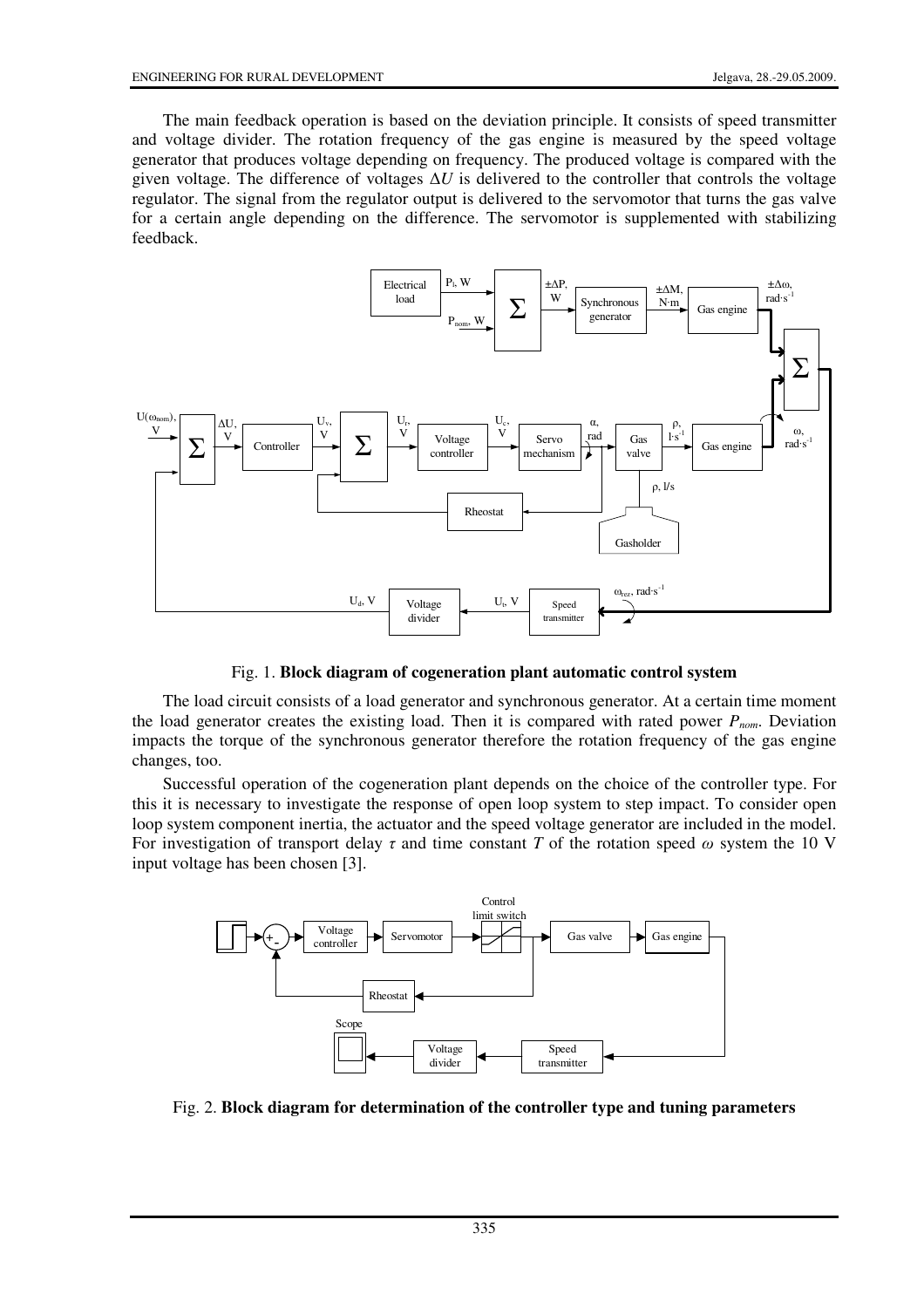The main feedback operation is based on the deviation principle. It consists of speed transmitter and voltage divider. The rotation frequency of the gas engine is measured by the speed voltage generator that produces voltage depending on frequency. The produced voltage is compared with the given voltage. The difference of voltages $\Delta U$ is delivered to the controller that controls the voltage regulator. The signal from the regulator output is delivered to the servomotor that turns the gas valve for a certain angle depending on the difference. The servomotor is supplemented with stabilizing feedback.

Fig. 1. **Block diagram of cogeneration plant automatic control system**

The load circuit consists of a load generator and synchronous generator. At a certain time moment the load generator creates the existing load. Then it is compared with rated power $P_{nom}$. Deviation impacts the torque of the synchronous generator therefore the rotation frequency of the gas engine changes, too.

Successful operation of the cogeneration plant depends on the choice of the controller type. For this it is necessary to investigate the response of open loop system to step impact. To consider open loop system component inertia, the actuator and the speed voltage generator are included in the model. For investigation of transport delay $\tau$ and time constant $T$ of the rotation speed $\omega$ system the 10 V input voltage has been chosen [3].

Fig. 2. **Block diagram for determination of the controller type and tuning parameters**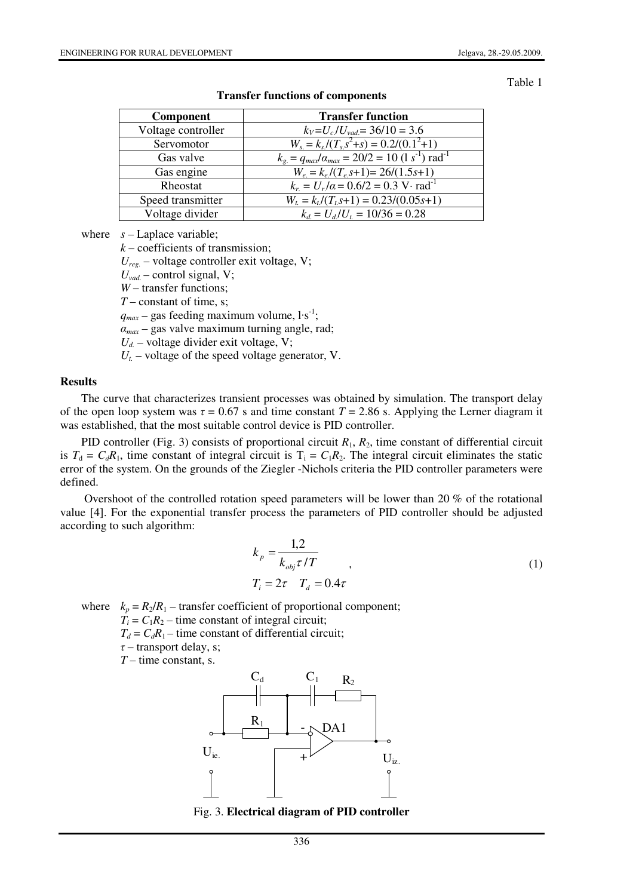Table 1

**Transfer functions of components**

| Component | Transfer function |
|---|---|
| Voltage controller | $k_V = U_{c.}/U_{vad.} = 36/10 = 3.6$ |
| Servomotor | $W_{s.} = k_s/(T_s s^2 + s) = 0.2/(0.1^2+1)$ |
| Gas valve | $k_{g.} = q_{max}/\alpha_{max} = 20/2 = 10$ (l s$^{-1}$) rad$^{-1}$ |
| Gas engine | $W_{e.} = k_e/(T_e s+1) = 26/(1.5s+1)$ |
| Rheostat | $k_{r.} = U_r/\alpha = 0.6/2 = 0.3$ V$\cdot$ rad$^{-1}$ |
| Speed transmitter | $W_{t.} = k_t/(T_t s+1) = 0.23/(0.05s+1)$ |
| Voltage divider | $k_{d.} = U_d/U_{t.} = 10/36 = 0.28$ |

where $s$ – Laplace variable;
$k$ – coefficients of transmission;
$U_{reg.}$ – voltage controller exit voltage, V;
$U_{vad.}$ – control signal, V;
$W$ – transfer functions;
$T$ – constant of time, s;
$q_{max}$ – gas feeding maximum volume, l$\cdot$s$^{-1}$;
$\alpha_{max}$ – gas valve maximum turning angle, rad;
$U_{d.}$ – voltage divider exit voltage, V;
$U_{t.}$ – voltage of the speed voltage generator, V.

## Results

The curve that characterizes transient processes was obtained by simulation. The transport delay of the open loop system was $\tau = 0.67$ s and time constant $T = 2.86$ s. Applying the Lerner diagram it was established, that the most suitable control device is PID controller.

PID controller (Fig. 3) consists of proportional circuit $R_1$, $R_2$, time constant of differential circuit is $T_d = C_d R_1$, time constant of integral circuit is $T_i = C_1 R_2$. The integral circuit eliminates the static error of the system. On the grounds of the Ziegler -Nichols criteria the PID controller parameters were defined.

Overshoot of the controlled rotation speed parameters will be lower than 20 % of the rotational value [4]. For the exponential transfer process the parameters of PID controller should be adjusted according to such algorithm:

$$k_p = \frac{1{,}2}{k_{obj}\tau / T}, \qquad T_i = 2\tau \quad T_d = 0.4\tau \tag{1}$$

where $k_p = R_2/R_1$ – transfer coefficient of proportional component;
$T_i = C_1 R_2$ – time constant of integral circuit;
$T_d = C_d R_1$ – time constant of differential circuit;
$\tau$ – transport delay, s;
$T$ – time constant, s.

Fig. 3. **Electrical diagram of PID controller**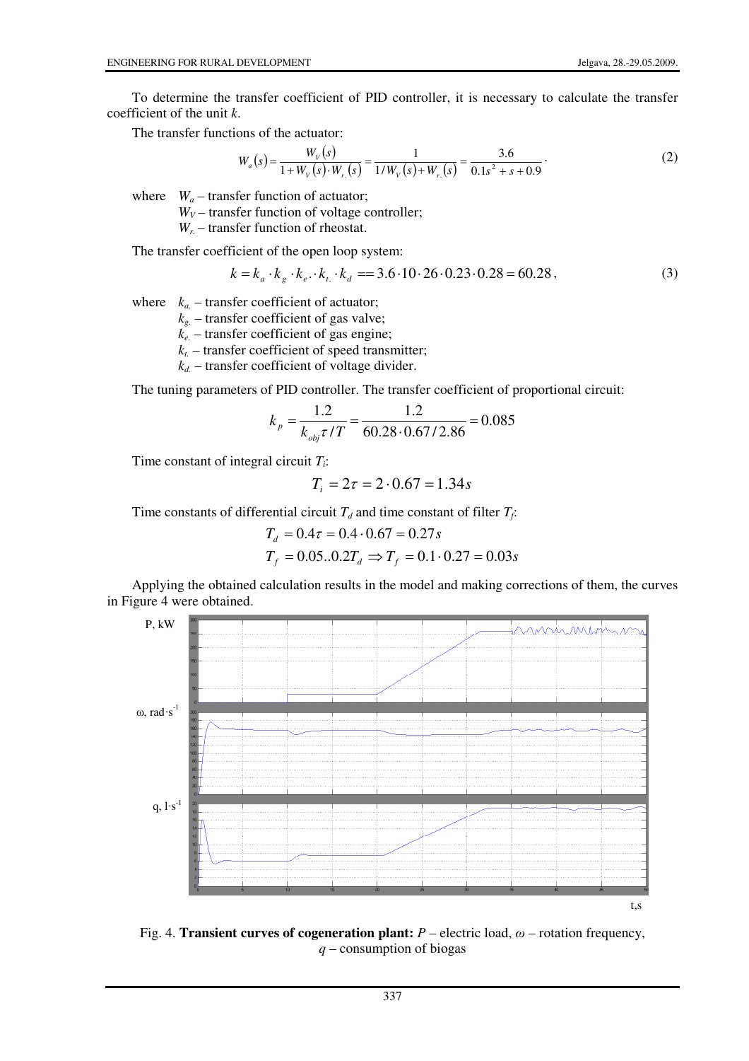To determine the transfer coefficient of PID controller, it is necessary to calculate the transfer coefficient of the unit $k$.

The transfer functions of the actuator:

$$W_a(s) = \frac{W_V(s)}{1 + W_V(s) \cdot W_{r.}(s)} = \frac{1}{1/W_V(s) + W_{r.}(s)} = \frac{3.6}{0.1s^2 + s + 0.9}. \quad (2)$$

where $W_a$ – transfer function of actuator;
$W_V$ – transfer function of voltage controller;
$W_{r.}$ – transfer function of rheostat.

The transfer coefficient of the open loop system:

$$k = k_a \cdot k_g \cdot k_{e.} \cdot k_{t.} \cdot k_d == 3.6 \cdot 10 \cdot 26 \cdot 0.23 \cdot 0.28 = 60.28, \quad (3)$$

where $k_{a.}$ – transfer coefficient of actuator;
$k_{g.}$ – transfer coefficient of gas valve;
$k_{e.}$ – transfer coefficient of gas engine;
$k_{t.}$ – transfer coefficient of speed transmitter;
$k_{d.}$ – transfer coefficient of voltage divider.

The tuning parameters of PID controller. The transfer coefficient of proportional circuit:

$$k_p = \frac{1.2}{k_{obj}\tau / T} = \frac{1.2}{60.28 \cdot 0.67 / 2.86} = 0.085$$

Time constant of integral circuit $T_i$:

$$T_i = 2\tau = 2 \cdot 0.67 = 1.34s$$

Time constants of differential circuit $T_d$ and time constant of filter $T_f$:

$$T_d = 0.4\tau = 0.4 \cdot 0.67 = 0.27s$$

$$T_f = 0.05..0.2T_d \Rightarrow T_f = 0.1 \cdot 0.27 = 0.03s$$

Applying the obtained calculation results in the model and making corrections of them, the curves in Figure 4 were obtained.

Fig. 4. **Transient curves of cogeneration plant:** $P$ – electric load, $\omega$ – rotation frequency, $q$ – consumption of biogas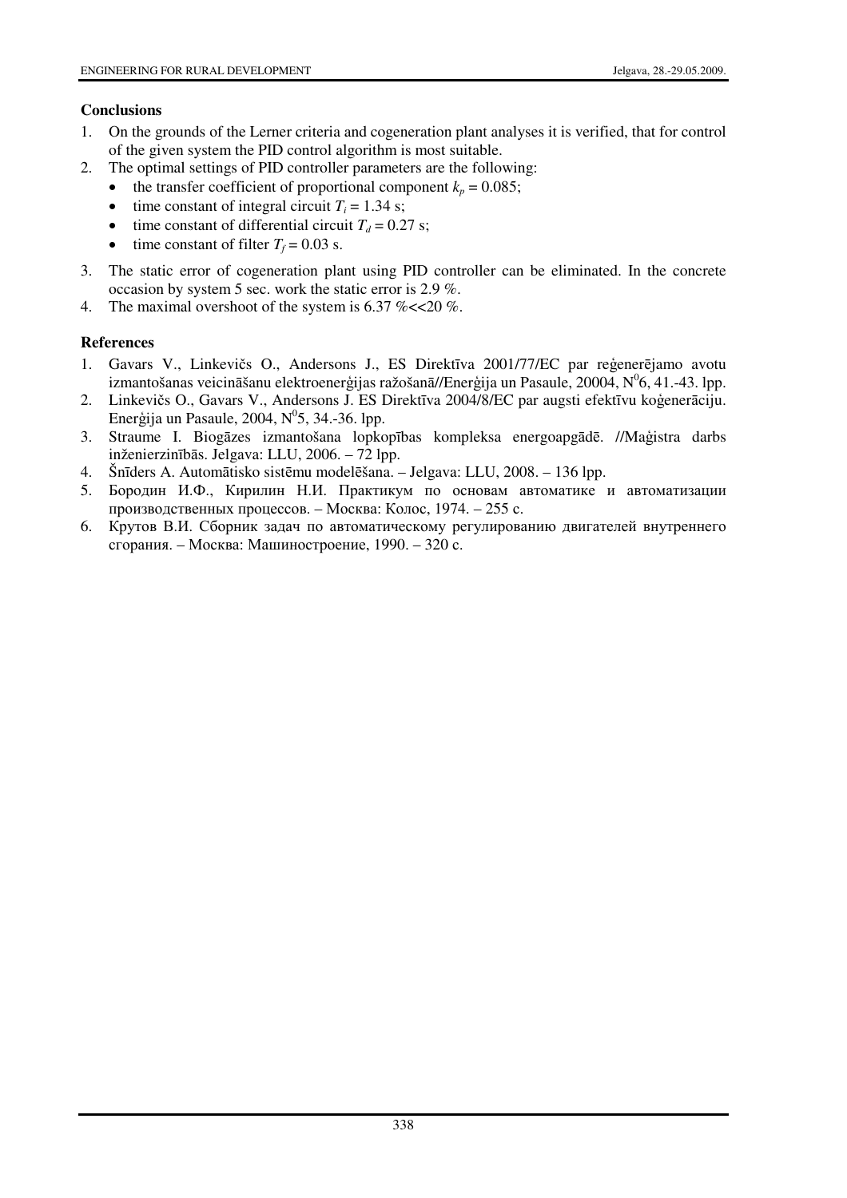## Conclusions

1. On the grounds of the Lerner criteria and cogeneration plant analyses it is verified, that for control of the given system the PID control algorithm is most suitable.
2. The optimal settings of PID controller parameters are the following:
   - the transfer coefficient of proportional component $k_p = 0.085$;
   - time constant of integral circuit $T_i = 1.34$ s;
   - time constant of differential circuit $T_d = 0.27$ s;
   - time constant of filter $T_f = 0.03$ s.
3. The static error of cogeneration plant using PID controller can be eliminated. In the concrete occasion by system 5 sec. work the static error is 2.9 %.
4. The maximal overshoot of the system is 6.37 %<<20 %.

## References

1. Gavars V., Linkevičs O., Andersons J., ES Direktīva 2001/77/EC par reģenerējamo avotu izmantošanas veicināšanu elektroenerģijas ražošanā//Enerģija un Pasaule, 20004, N$^0$6, 41.-43. lpp.
2. Linkevičs O., Gavars V., Andersons J. ES Direktīva 2004/8/EC par augsti efektīvu koģenerāciju. Enerģija un Pasaule, 2004, N$^0$5, 34.-36. lpp.
3. Straume I. Biogāzes izmantošana lopkopības kompleksa energoapgādē. //Maģistra darbs inženierzinībās. Jelgava: LLU, 2006. – 72 lpp.
4. Šnīders A. Automātisko sistēmu modelēšana. – Jelgava: LLU, 2008. – 136 lpp.
5. Бородин И.Ф., Кирилин Н.И. Практикум по основам автоматике и автоматизации производственных процессов. – Москва: Колос, 1974. – 255 с.
6. Крутов В.И. Сборник задач по автоматическому регулированию двигателей внутреннего сгорания. – Москва: Машиностроение, 1990. – 320 с.